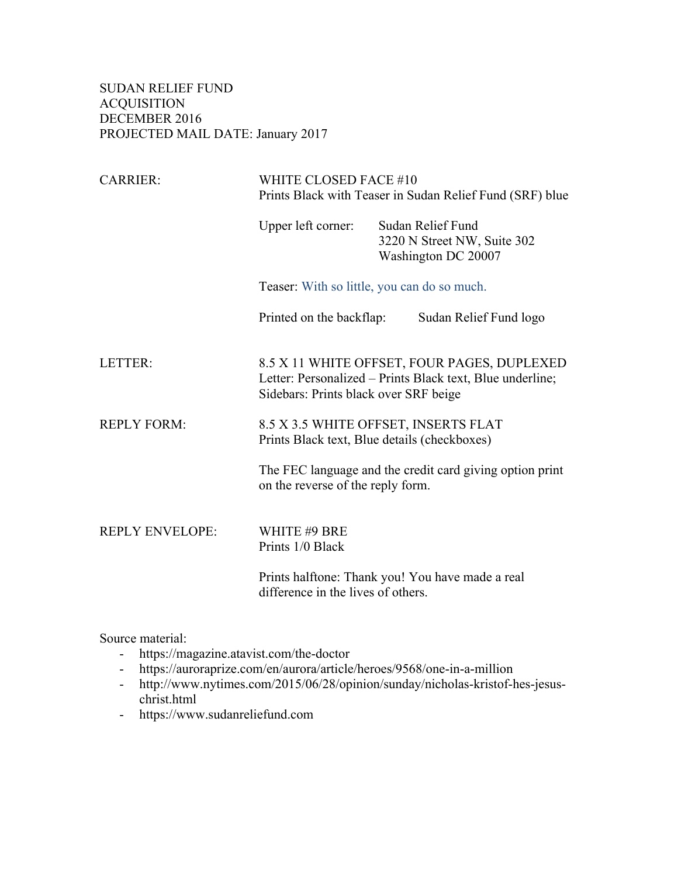SUDAN RELIEF FUND
ACQUISITION
DECEMBER 2016
PROJECTED MAIL DATE: January 2017

**CARRIER:**

WHITE CLOSED FACE #10
Prints Black with Teaser in Sudan Relief Fund (SRF) blue

Upper left corner: Sudan Relief Fund
3220 N Street NW, Suite 302
Washington DC 20007

Teaser: With so little, you can do so much.

Printed on the backflap: Sudan Relief Fund logo

**LETTER:**

8.5 X 11 WHITE OFFSET, FOUR PAGES, DUPLEXED
Letter: Personalized – Prints Black text, Blue underline;
Sidebars: Prints black over SRF beige

**REPLY FORM:**

8.5 X 3.5 WHITE OFFSET, INSERTS FLAT
Prints Black text, Blue details (checkboxes)

The FEC language and the credit card giving option print on the reverse of the reply form.

**REPLY ENVELOPE:**

WHITE #9 BRE
Prints 1/0 Black

Prints halftone: Thank you! You have made a real difference in the lives of others.

Source material:

- https://magazine.atavist.com/the-doctor
- https://auroraprize.com/en/aurora/article/heroes/9568/one-in-a-million
- http://www.nytimes.com/2015/06/28/opinion/sunday/nicholas-kristof-hes-jesus-christ.html
- https://www.sudanreliefund.com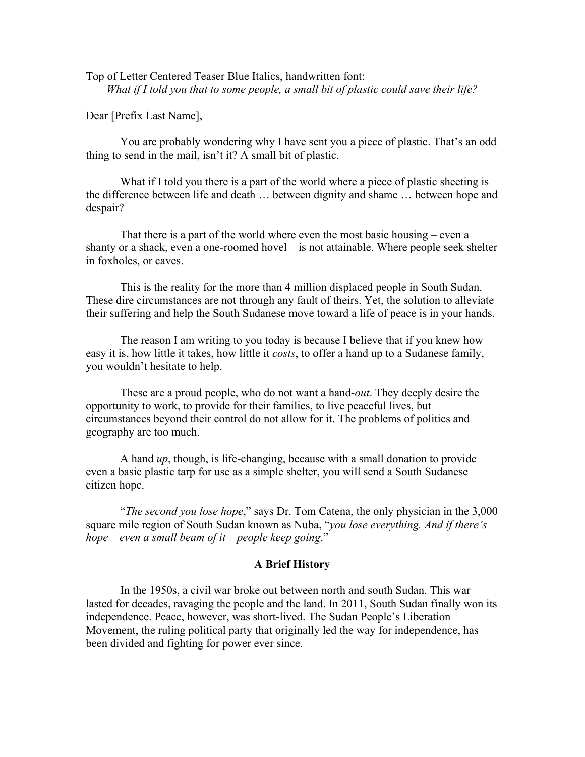Top of Letter Centered Teaser Blue Italics, handwritten font:

*What if I told you that to some people, a small bit of plastic could save their life?*

Dear [Prefix Last Name],

You are probably wondering why I have sent you a piece of plastic. That's an odd thing to send in the mail, isn't it? A small bit of plastic.

What if I told you there is a part of the world where a piece of plastic sheeting is the difference between life and death … between dignity and shame … between hope and despair?

That there is a part of the world where even the most basic housing – even a shanty or a shack, even a one-roomed hovel – is not attainable. Where people seek shelter in foxholes, or caves.

This is the reality for the more than 4 million displaced people in South Sudan. <u>These dire circumstances are not through any fault of theirs.</u> Yet, the solution to alleviate their suffering and help the South Sudanese move toward a life of peace is in your hands.

The reason I am writing to you today is because I believe that if you knew how easy it is, how little it takes, how little it *costs*, to offer a hand up to a Sudanese family, you wouldn't hesitate to help.

These are a proud people, who do not want a hand-*out*. They deeply desire the opportunity to work, to provide for their families, to live peaceful lives, but circumstances beyond their control do not allow for it. The problems of politics and geography are too much.

A hand *up*, though, is life-changing, because with a small donation to provide even a basic plastic tarp for use as a simple shelter, you will send a South Sudanese citizen <u>hope</u>.

"*The second you lose hope*," says Dr. Tom Catena, the only physician in the 3,000 square mile region of South Sudan known as Nuba, "*you lose everything. And if there's hope – even a small beam of it – people keep going*."

**A Brief History**

In the 1950s, a civil war broke out between north and south Sudan. This war lasted for decades, ravaging the people and the land. In 2011, South Sudan finally won its independence. Peace, however, was short-lived. The Sudan People's Liberation Movement, the ruling political party that originally led the way for independence, has been divided and fighting for power ever since.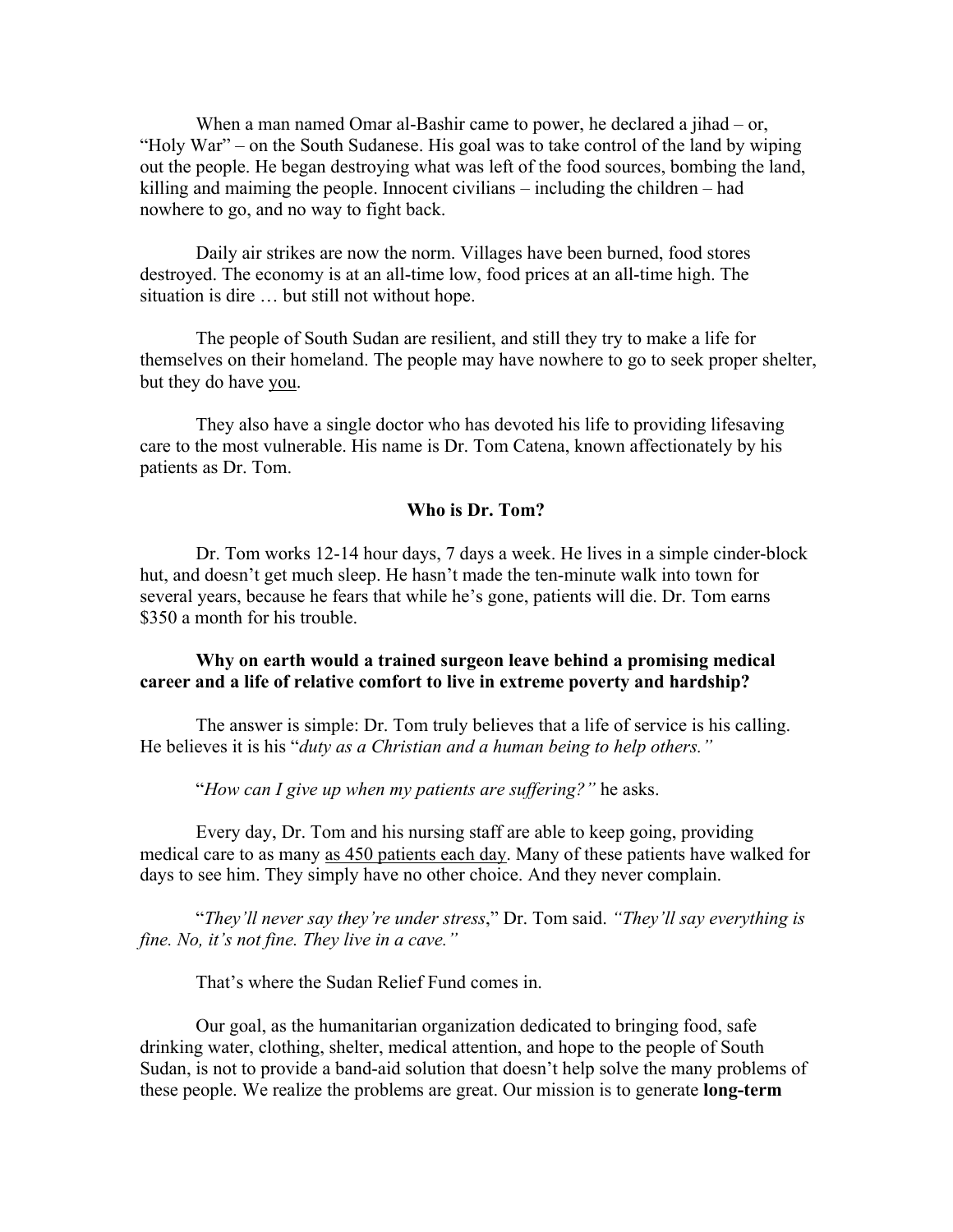When a man named Omar al-Bashir came to power, he declared a jihad – or, "Holy War" – on the South Sudanese. His goal was to take control of the land by wiping out the people. He began destroying what was left of the food sources, bombing the land, killing and maiming the people. Innocent civilians – including the children – had nowhere to go, and no way to fight back.

Daily air strikes are now the norm. Villages have been burned, food stores destroyed. The economy is at an all-time low, food prices at an all-time high. The situation is dire … but still not without hope.

The people of South Sudan are resilient, and still they try to make a life for themselves on their homeland. The people may have nowhere to go to seek proper shelter, but they do have <u>you</u>.

They also have a single doctor who has devoted his life to providing lifesaving care to the most vulnerable. His name is Dr. Tom Catena, known affectionately by his patients as Dr. Tom.

**Who is Dr. Tom?**

Dr. Tom works 12-14 hour days, 7 days a week. He lives in a simple cinder-block hut, and doesn't get much sleep. He hasn't made the ten-minute walk into town for several years, because he fears that while he's gone, patients will die. Dr. Tom earns $350 a month for his trouble.

**Why on earth would a trained surgeon leave behind a promising medical career and a life of relative comfort to live in extreme poverty and hardship?**

The answer is simple: Dr. Tom truly believes that a life of service is his calling. He believes it is his "*duty as a Christian and a human being to help others.*"

"*How can I give up when my patients are suffering?*" he asks.

Every day, Dr. Tom and his nursing staff are able to keep going, providing medical care to as many <u>as 450 patients each day</u>. Many of these patients have walked for days to see him. They simply have no other choice. And they never complain.

"*They'll never say they're under stress*," Dr. Tom said. *"They'll say everything is fine. No, it's not fine. They live in a cave."*

That's where the Sudan Relief Fund comes in.

Our goal, as the humanitarian organization dedicated to bringing food, safe drinking water, clothing, shelter, medical attention, and hope to the people of South Sudan, is not to provide a band-aid solution that doesn't help solve the many problems of these people. We realize the problems are great. Our mission is to generate **long-term**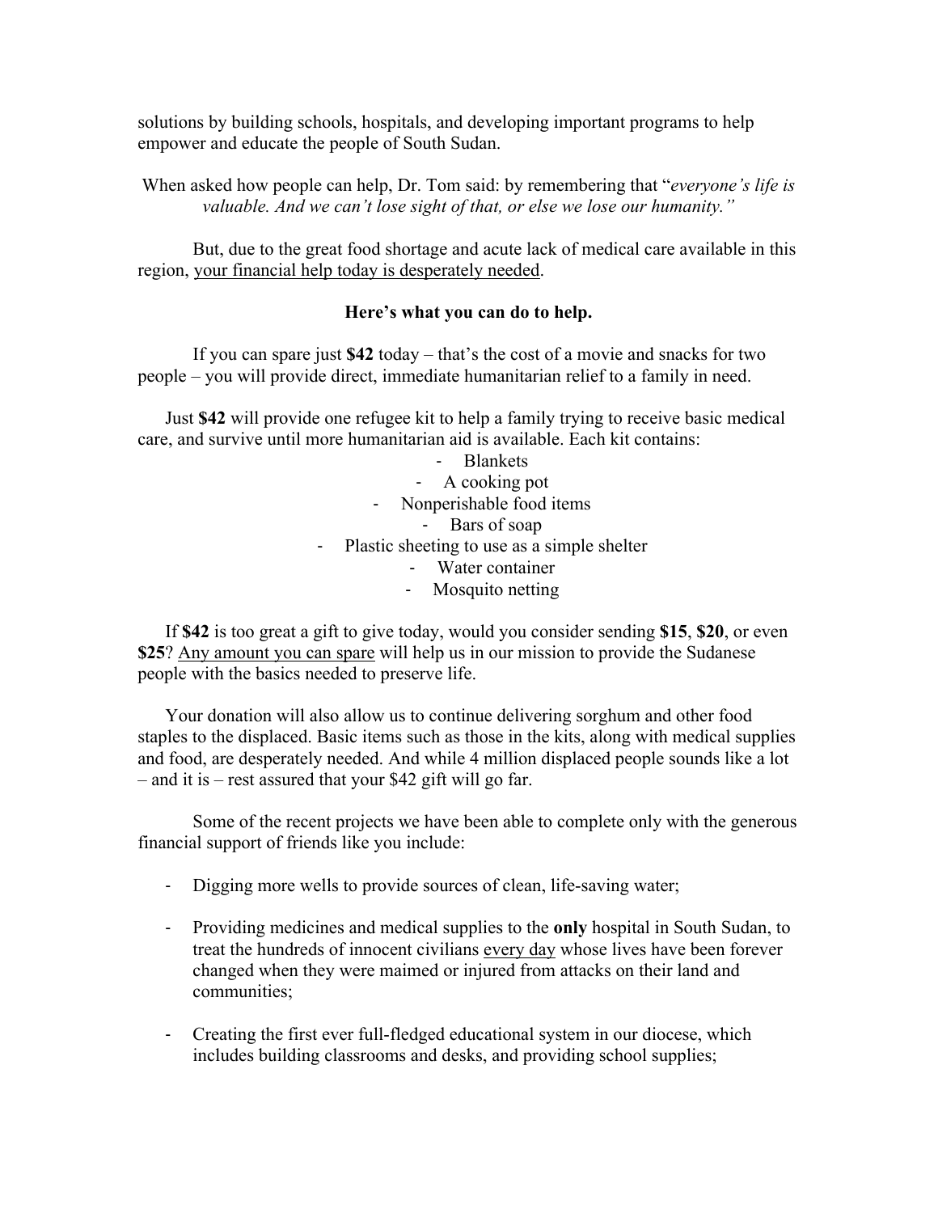solutions by building schools, hospitals, and developing important programs to help empower and educate the people of South Sudan.

When asked how people can help, Dr. Tom said: by remembering that "*everyone's life is valuable. And we can't lose sight of that, or else we lose our humanity."*

But, due to the great food shortage and acute lack of medical care available in this region, <u>your financial help today is desperately needed</u>.

**Here's what you can do to help.**

If you can spare just **$42** today – that's the cost of a movie and snacks for two people – you will provide direct, immediate humanitarian relief to a family in need.

Just **$42** will provide one refugee kit to help a family trying to receive basic medical care, and survive until more humanitarian aid is available. Each kit contains:

- Blankets
- A cooking pot
- Nonperishable food items
- Bars of soap
- Plastic sheeting to use as a simple shelter
- Water container
- Mosquito netting

If **$42** is too great a gift to give today, would you consider sending **$15**, **$20**, or even **$25**? <u>Any amount you can spare</u> will help us in our mission to provide the Sudanese people with the basics needed to preserve life.

Your donation will also allow us to continue delivering sorghum and other food staples to the displaced. Basic items such as those in the kits, along with medical supplies and food, are desperately needed. And while 4 million displaced people sounds like a lot – and it is – rest assured that your $42 gift will go far.

Some of the recent projects we have been able to complete only with the generous financial support of friends like you include:

- Digging more wells to provide sources of clean, life-saving water;
- Providing medicines and medical supplies to the **only** hospital in South Sudan, to treat the hundreds of innocent civilians <u>every day</u> whose lives have been forever changed when they were maimed or injured from attacks on their land and communities;
- Creating the first ever full-fledged educational system in our diocese, which includes building classrooms and desks, and providing school supplies;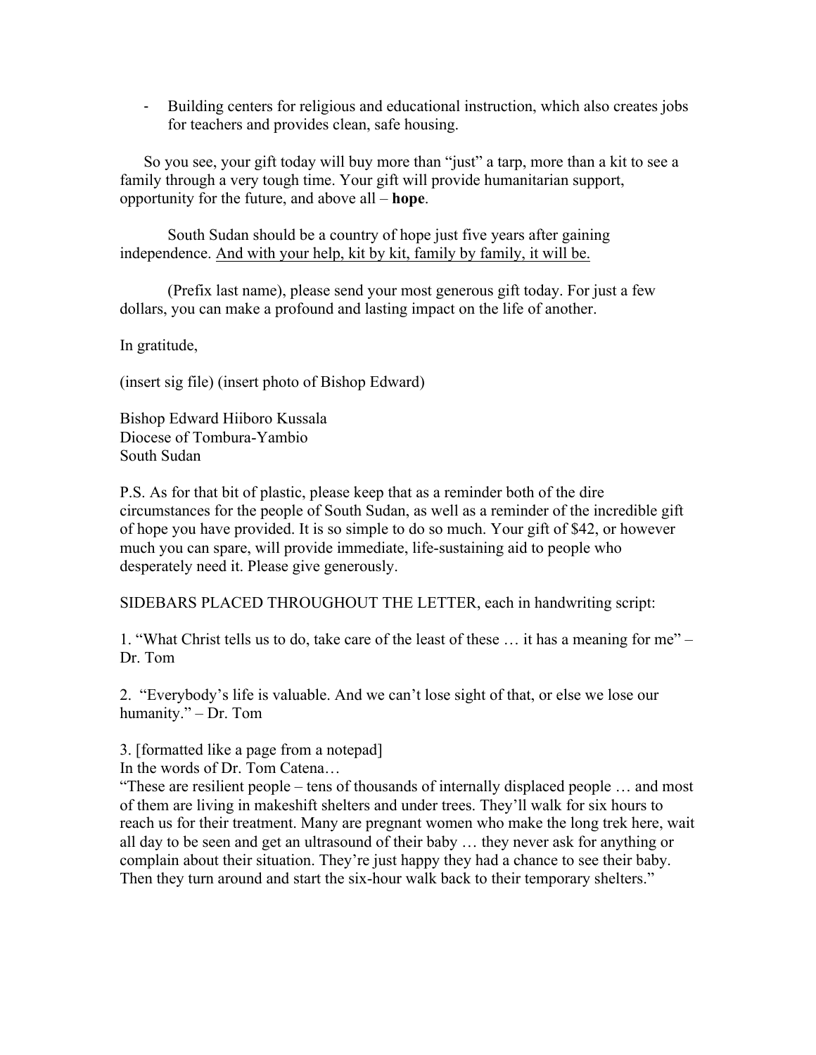- Building centers for religious and educational instruction, which also creates jobs for teachers and provides clean, safe housing.

So you see, your gift today will buy more than "just" a tarp, more than a kit to see a family through a very tough time. Your gift will provide humanitarian support, opportunity for the future, and above all – **hope**.

South Sudan should be a country of hope just five years after gaining independence. <u>And with your help, kit by kit, family by family, it will be.</u>

(Prefix last name), please send your most generous gift today. For just a few dollars, you can make a profound and lasting impact on the life of another.

In gratitude,

(insert sig file) (insert photo of Bishop Edward)

Bishop Edward Hiiboro Kussala
Diocese of Tombura-Yambio
South Sudan

P.S. As for that bit of plastic, please keep that as a reminder both of the dire circumstances for the people of South Sudan, as well as a reminder of the incredible gift of hope you have provided. It is so simple to do so much. Your gift of $42, or however much you can spare, will provide immediate, life-sustaining aid to people who desperately need it. Please give generously.

SIDEBARS PLACED THROUGHOUT THE LETTER, each in handwriting script:

1. "What Christ tells us to do, take care of the least of these … it has a meaning for me" – Dr. Tom

2. "Everybody's life is valuable. And we can't lose sight of that, or else we lose our humanity." – Dr. Tom

3. [formatted like a page from a notepad]
In the words of Dr. Tom Catena…
"These are resilient people – tens of thousands of internally displaced people … and most of them are living in makeshift shelters and under trees. They'll walk for six hours to reach us for their treatment. Many are pregnant women who make the long trek here, wait all day to be seen and get an ultrasound of their baby … they never ask for anything or complain about their situation. They're just happy they had a chance to see their baby. Then they turn around and start the six-hour walk back to their temporary shelters."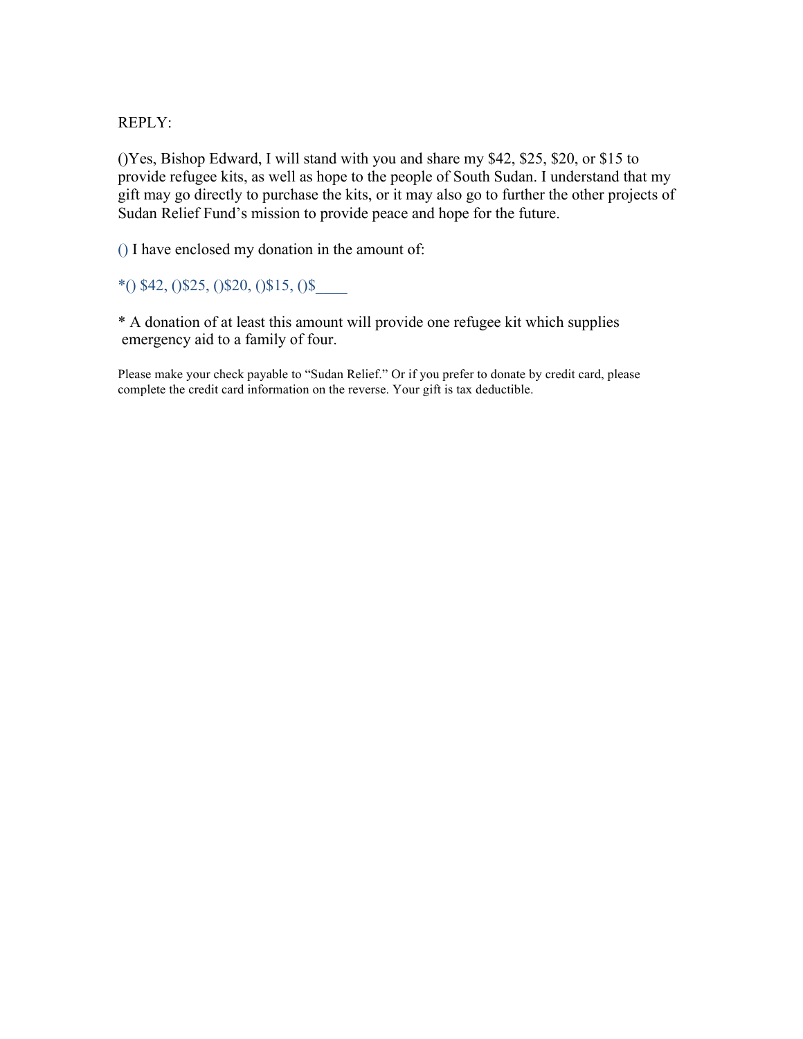REPLY:

()Yes, Bishop Edward, I will stand with you and share my $42, $25, $20, or $15 to provide refugee kits, as well as hope to the people of South Sudan. I understand that my gift may go directly to purchase the kits, or it may also go to further the other projects of Sudan Relief Fund's mission to provide peace and hope for the future.

() I have enclosed my donation in the amount of:

*() $42, ()$25, ()$20, ()$15, ()$____

* A donation of at least this amount will provide one refugee kit which supplies emergency aid to a family of four.

Please make your check payable to "Sudan Relief." Or if you prefer to donate by credit card, please complete the credit card information on the reverse. Your gift is tax deductible.